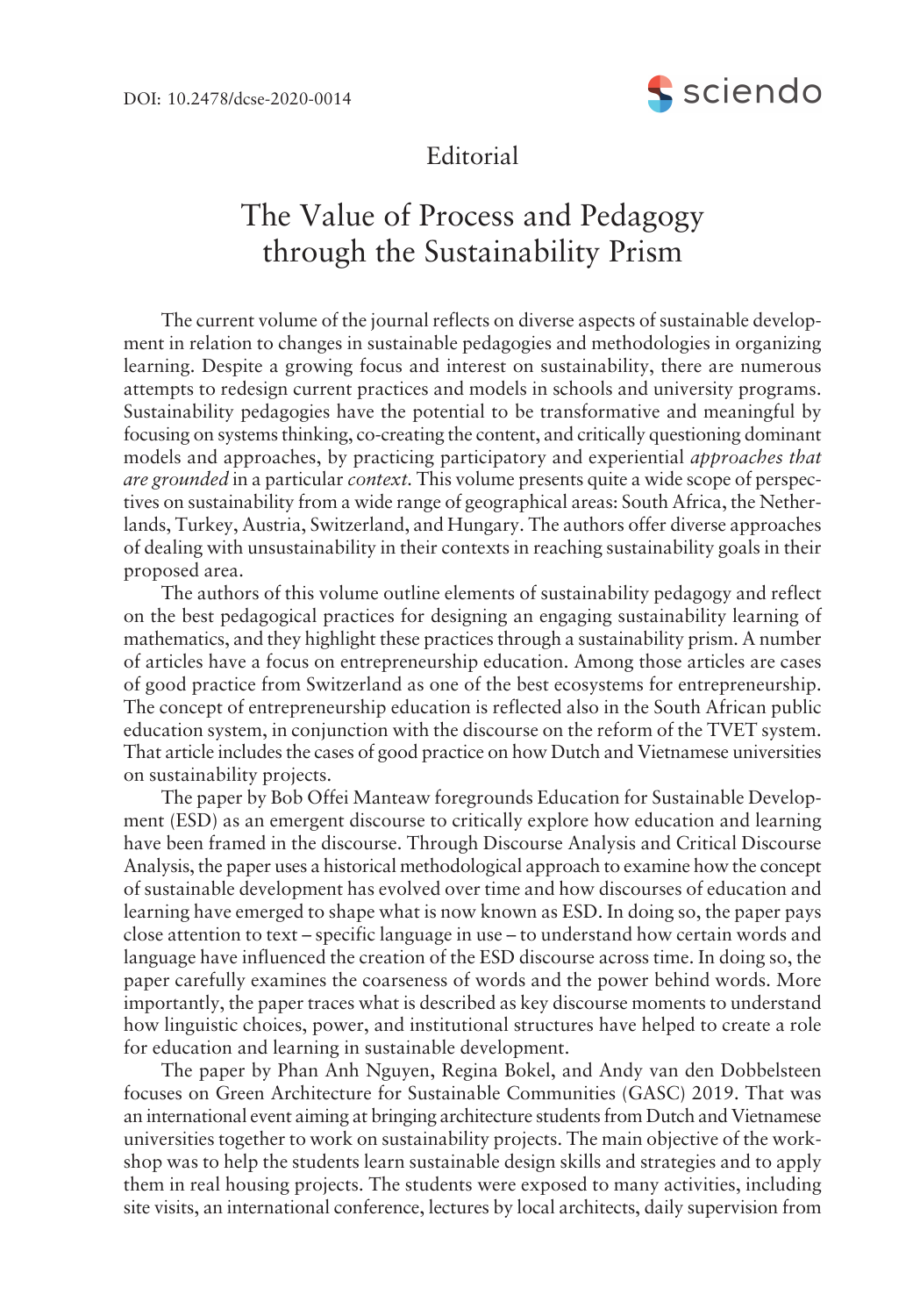DOI: 10.2478/dcse-2020-0014

Editorial

# The Value of Process and Pedagogy through the Sustainability Prism

The current volume of the journal reflects on diverse aspects of sustainable development in relation to changes in sustainable pedagogies and methodologies in organizing learning. Despite a growing focus and interest on sustainability, there are numerous attempts to redesign current practices and models in schools and university programs. Sustainability pedagogies have the potential to be transformative and meaningful by focusing on systems thinking, co-creating the content, and critically questioning dominant models and approaches, by practicing participatory and experiential *approaches that are grounded* in a particular *context*. This volume presents quite a wide scope of perspectives on sustainability from a wide range of geographical areas: South Africa, the Netherlands, Turkey, Austria, Switzerland, and Hungary. The authors offer diverse approaches of dealing with unsustainability in their contexts in reaching sustainability goals in their proposed area.

The authors of this volume outline elements of sustainability pedagogy and reflect on the best pedagogical practices for designing an engaging sustainability learning of mathematics, and they highlight these practices through a sustainability prism. A number of articles have a focus on entrepreneurship education. Among those articles are cases of good practice from Switzerland as one of the best ecosystems for entrepreneurship. The concept of entrepreneurship education is reflected also in the South African public education system, in conjunction with the discourse on the reform of the TVET system. That article includes the cases of good practice on how Dutch and Vietnamese universities on sustainability projects.

The paper by Bob Offei Manteaw foregrounds Education for Sustainable Development (ESD) as an emergent discourse to critically explore how education and learning have been framed in the discourse. Through Discourse Analysis and Critical Discourse Analysis, the paper uses a historical methodological approach to examine how the concept of sustainable development has evolved over time and how discourses of education and learning have emerged to shape what is now known as ESD. In doing so, the paper pays close attention to text – specific language in use – to understand how certain words and language have influenced the creation of the ESD discourse across time. In doing so, the paper carefully examines the coarseness of words and the power behind words. More importantly, the paper traces what is described as key discourse moments to understand how linguistic choices, power, and institutional structures have helped to create a role for education and learning in sustainable development.

The paper by Phan Anh Nguyen, Regina Bokel, and Andy van den Dobbelsteen focuses on Green Architecture for Sustainable Communities (GASC) 2019. That was an international event aiming at bringing architecture students from Dutch and Vietnamese universities together to work on sustainability projects. The main objective of the workshop was to help the students learn sustainable design skills and strategies and to apply them in real housing projects. The students were exposed to many activities, including site visits, an international conference, lectures by local architects, daily supervision from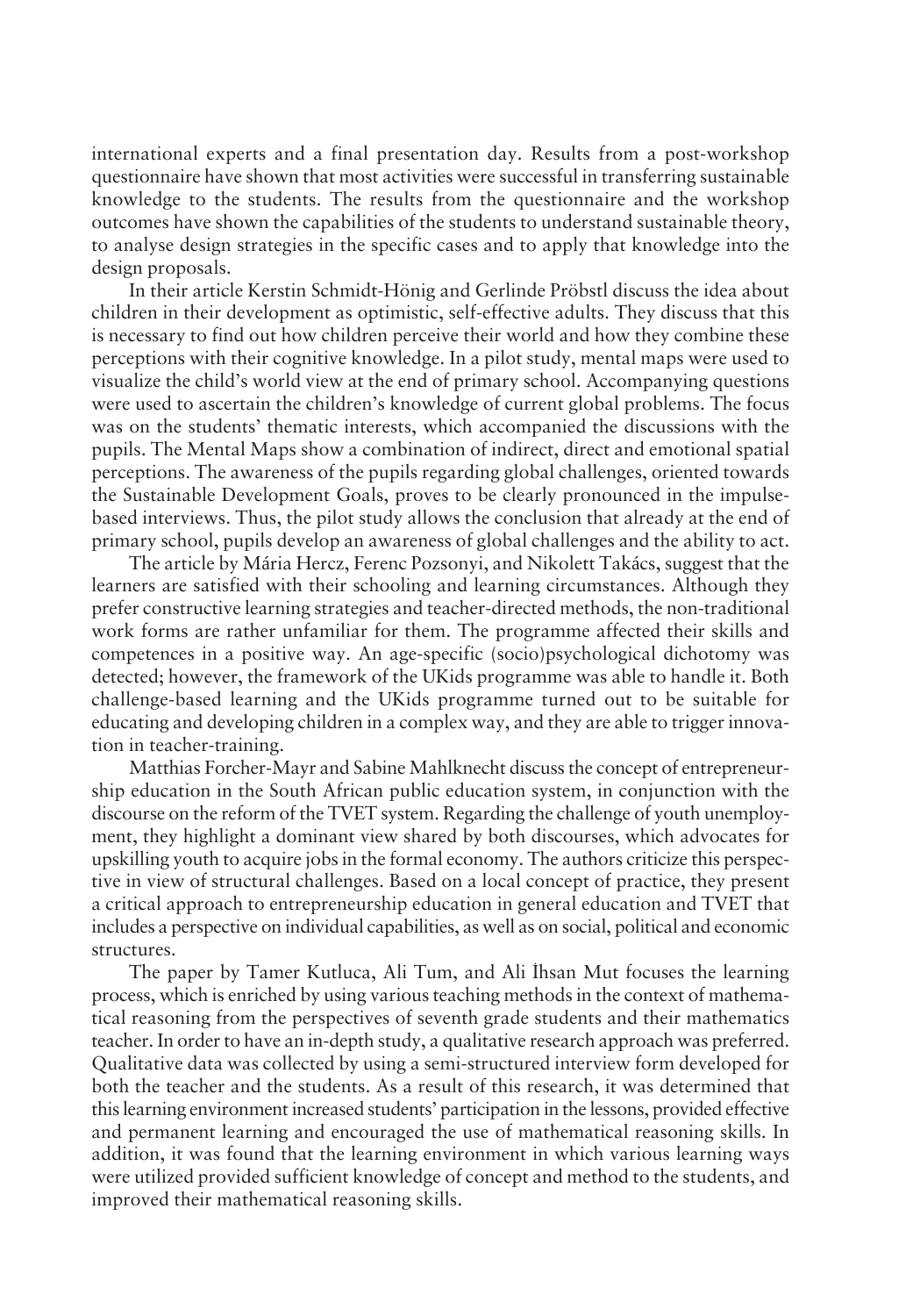international experts and a final presentation day. Results from a post-workshop questionnaire have shown that most activities were successful in transferring sustainable knowledge to the students. The results from the questionnaire and the workshop outcomes have shown the capabilities of the students to understand sustainable theory, to analyse design strategies in the specific cases and to apply that knowledge into the design proposals.

In their article Kerstin Schmidt-Hönig and Gerlinde Pröbstl discuss the idea about children in their development as optimistic, self-effective adults. They discuss that this is necessary to find out how children perceive their world and how they combine these perceptions with their cognitive knowledge. In a pilot study, mental maps were used to visualize the child's world view at the end of primary school. Accompanying questions were used to ascertain the children's knowledge of current global problems. The focus was on the students' thematic interests, which accompanied the discussions with the pupils. The Mental Maps show a combination of indirect, direct and emotional spatial perceptions. The awareness of the pupils regarding global challenges, oriented towards the Sustainable Development Goals, proves to be clearly pronounced in the impulse-based interviews. Thus, the pilot study allows the conclusion that already at the end of primary school, pupils develop an awareness of global challenges and the ability to act.

The article by Mária Hercz, Ferenc Pozsonyi, and Nikolett Takács, suggest that the learners are satisfied with their schooling and learning circumstances. Although they prefer constructive learning strategies and teacher-directed methods, the non-traditional work forms are rather unfamiliar for them. The programme affected their skills and competences in a positive way. An age-specific (socio)psychological dichotomy was detected; however, the framework of the UKids programme was able to handle it. Both challenge-based learning and the UKids programme turned out to be suitable for educating and developing children in a complex way, and they are able to trigger innovation in teacher-training.

Matthias Forcher-Mayr and Sabine Mahlknecht discuss the concept of entrepreneurship education in the South African public education system, in conjunction with the discourse on the reform of the TVET system. Regarding the challenge of youth unemployment, they highlight a dominant view shared by both discourses, which advocates for upskilling youth to acquire jobs in the formal economy. The authors criticize this perspective in view of structural challenges. Based on a local concept of practice, they present a critical approach to entrepreneurship education in general education and TVET that includes a perspective on individual capabilities, as well as on social, political and economic structures.

The paper by Tamer Kutluca, Ali Tum, and Ali İhsan Mut focuses the learning process, which is enriched by using various teaching methods in the context of mathematical reasoning from the perspectives of seventh grade students and their mathematics teacher. In order to have an in-depth study, a qualitative research approach was preferred. Qualitative data was collected by using a semi-structured interview form developed for both the teacher and the students. As a result of this research, it was determined that this learning environment increased students' participation in the lessons, provided effective and permanent learning and encouraged the use of mathematical reasoning skills. In addition, it was found that the learning environment in which various learning ways were utilized provided sufficient knowledge of concept and method to the students, and improved their mathematical reasoning skills.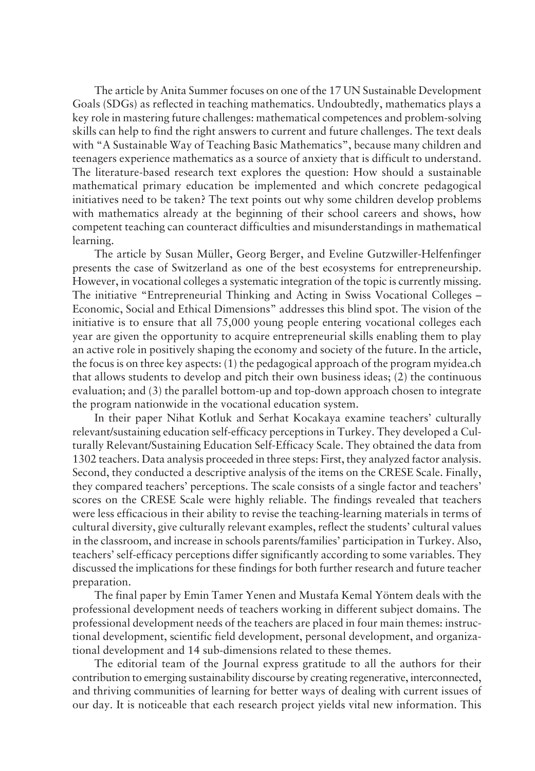The article by Anita Summer focuses on one of the 17 UN Sustainable Development Goals (SDGs) as reflected in teaching mathematics. Undoubtedly, mathematics plays a key role in mastering future challenges: mathematical competences and problem-solving skills can help to find the right answers to current and future challenges. The text deals with "A Sustainable Way of Teaching Basic Mathematics", because many children and teenagers experience mathematics as a source of anxiety that is difficult to understand. The literature-based research text explores the question: How should a sustainable mathematical primary education be implemented and which concrete pedagogical initiatives need to be taken? The text points out why some children develop problems with mathematics already at the beginning of their school careers and shows, how competent teaching can counteract difficulties and misunderstandings in mathematical learning.

The article by Susan Müller, Georg Berger, and Eveline Gutzwiller-Helfenfinger presents the case of Switzerland as one of the best ecosystems for entrepreneurship. However, in vocational colleges a systematic integration of the topic is currently missing. The initiative "Entrepreneurial Thinking and Acting in Swiss Vocational Colleges – Economic, Social and Ethical Dimensions" addresses this blind spot. The vision of the initiative is to ensure that all 75,000 young people entering vocational colleges each year are given the opportunity to acquire entrepreneurial skills enabling them to play an active role in positively shaping the economy and society of the future. In the article, the focus is on three key aspects: (1) the pedagogical approach of the program myidea.ch that allows students to develop and pitch their own business ideas; (2) the continuous evaluation; and (3) the parallel bottom-up and top-down approach chosen to integrate the program nationwide in the vocational education system.

In their paper Nihat Kotluk and Serhat Kocakaya examine teachers' culturally relevant/sustaining education self-efficacy perceptions in Turkey. They developed a Culturally Relevant/Sustaining Education Self-Efficacy Scale. They obtained the data from 1302 teachers. Data analysis proceeded in three steps: First, they analyzed factor analysis. Second, they conducted a descriptive analysis of the items on the CRESE Scale. Finally, they compared teachers' perceptions. The scale consists of a single factor and teachers' scores on the CRESE Scale were highly reliable. The findings revealed that teachers were less efficacious in their ability to revise the teaching-learning materials in terms of cultural diversity, give culturally relevant examples, reflect the students' cultural values in the classroom, and increase in schools parents/families' participation in Turkey. Also, teachers' self-efficacy perceptions differ significantly according to some variables. They discussed the implications for these findings for both further research and future teacher preparation.

The final paper by Emin Tamer Yenen and Mustafa Kemal Yöntem deals with the professional development needs of teachers working in different subject domains. The professional development needs of the teachers are placed in four main themes: instructional development, scientific field development, personal development, and organizational development and 14 sub-dimensions related to these themes.

The editorial team of the Journal express gratitude to all the authors for their contribution to emerging sustainability discourse by creating regenerative, interconnected, and thriving communities of learning for better ways of dealing with current issues of our day. It is noticeable that each research project yields vital new information. This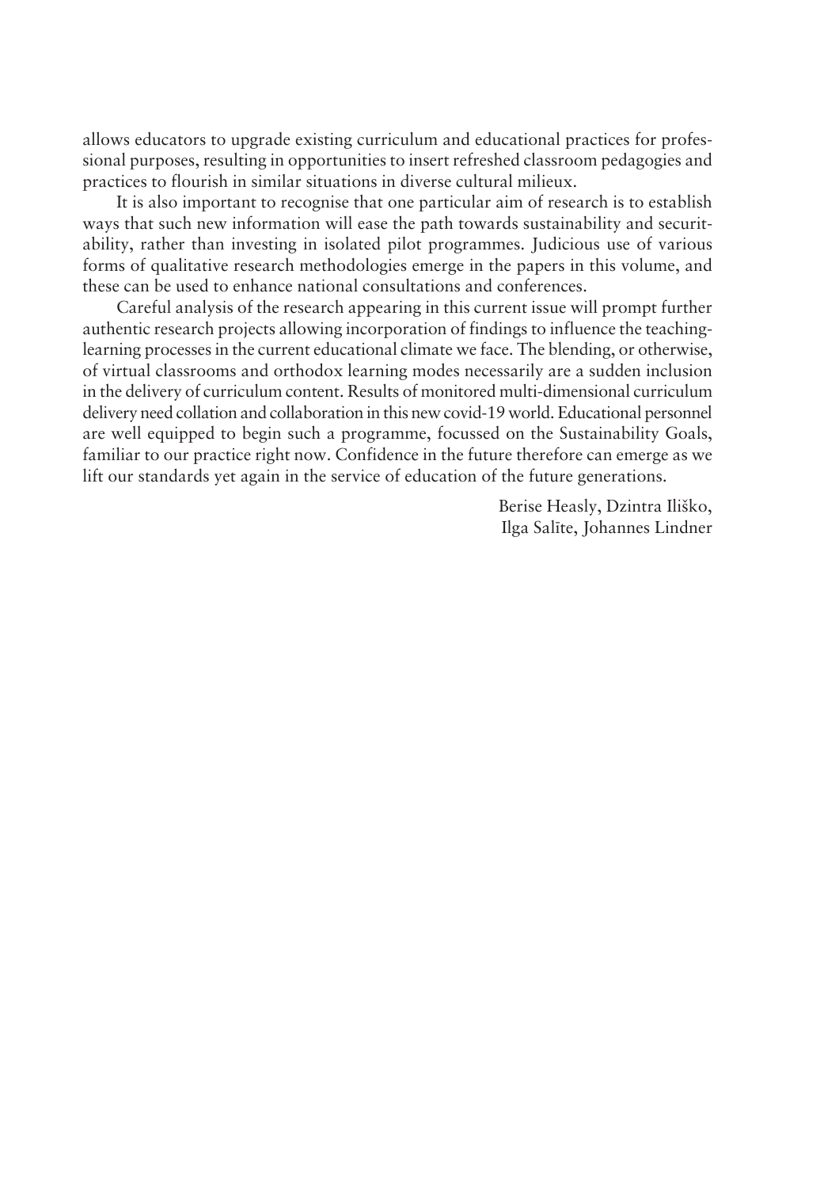allows educators to upgrade existing curriculum and educational practices for professional purposes, resulting in opportunities to insert refreshed classroom pedagogies and practices to flourish in similar situations in diverse cultural milieux.

It is also important to recognise that one particular aim of research is to establish ways that such new information will ease the path towards sustainability and securitability, rather than investing in isolated pilot programmes. Judicious use of various forms of qualitative research methodologies emerge in the papers in this volume, and these can be used to enhance national consultations and conferences.

Careful analysis of the research appearing in this current issue will prompt further authentic research projects allowing incorporation of findings to influence the teaching-learning processes in the current educational climate we face. The blending, or otherwise, of virtual classrooms and orthodox learning modes necessarily are a sudden inclusion in the delivery of curriculum content. Results of monitored multi-dimensional curriculum delivery need collation and collaboration in this new covid-19 world. Educational personnel are well equipped to begin such a programme, focussed on the Sustainability Goals, familiar to our practice right now. Confidence in the future therefore can emerge as we lift our standards yet again in the service of education of the future generations.

Berise Heasly, Dzintra Iliško,
Ilga Salīte, Johannes Lindner